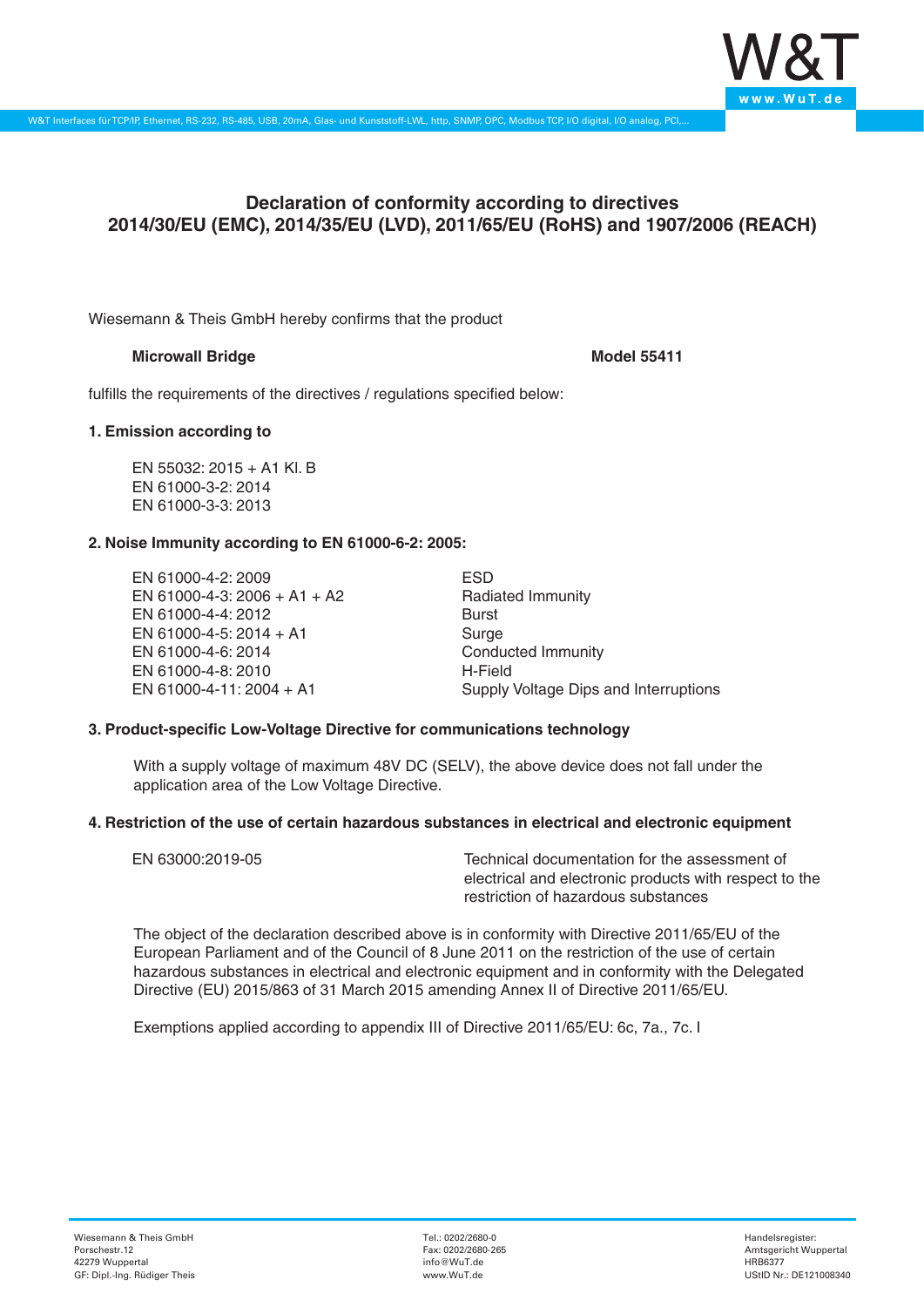# Declaration of conformity according to directives 2014/30/EU (EMC), 2014/35/EU (LVD), 2011/65/EU (RoHS) and 1907/2006 (REACH)

Wiesemann & Theis GmbH hereby confirms that the product

**Microwall Bridge** **Model 55411**

fulfills the requirements of the directives / regulations specified below:

**1. Emission according to**

EN 55032: 2015 + A1 Kl. B
EN 61000-3-2: 2014
EN 61000-3-3: 2013

**2. Noise Immunity according to EN 61000-6-2: 2005:**

| | |
|---|---|
| EN 61000-4-2: 2009 | ESD |
| EN 61000-4-3: 2006 + A1 + A2 | Radiated Immunity |
| EN 61000-4-4: 2012 | Burst |
| EN 61000-4-5: 2014 + A1 | Surge |
| EN 61000-4-6: 2014 | Conducted Immunity |
| EN 61000-4-8: 2010 | H-Field |
| EN 61000-4-11: 2004 + A1 | Supply Voltage Dips and Interruptions |

**3. Product-specific Low-Voltage Directive for communications technology**

With a supply voltage of maximum 48V DC (SELV), the above device does not fall under the application area of the Low Voltage Directive.

**4. Restriction of the use of certain hazardous substances in electrical and electronic equipment**

| | |
|---|---|
| EN 63000:2019-05 | Technical documentation for the assessment of electrical and electronic products with respect to the restriction of hazardous substances |

The object of the declaration described above is in conformity with Directive 2011/65/EU of the European Parliament and of the Council of 8 June 2011 on the restriction of the use of certain hazardous substances in electrical and electronic equipment and in conformity with the Delegated Directive (EU) 2015/863 of 31 March 2015 amending Annex II of Directive 2011/65/EU.

Exemptions applied according to appendix III of Directive 2011/65/EU: 6c, 7a., 7c. I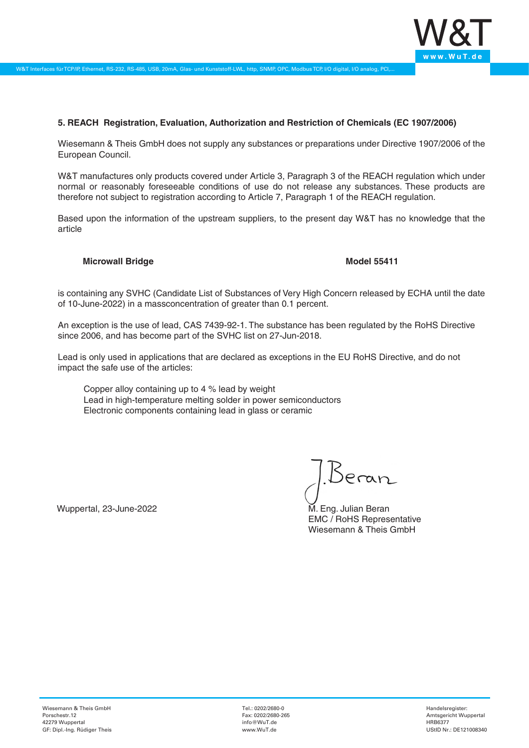### 5. REACH Registration, Evaluation, Authorization and Restriction of Chemicals (EC 1907/2006)

Wiesemann & Theis GmbH does not supply any substances or preparations under Directive 1907/2006 of the European Council.

W&T manufactures only products covered under Article 3, Paragraph 3 of the REACH regulation which under normal or reasonably foreseeable conditions of use do not release any substances. These products are therefore not subject to registration according to Article 7, Paragraph 1 of the REACH regulation.

Based upon the information of the upstream suppliers, to the present day W&T has no knowledge that the article

**Microwall Bridge** **Model 55411**

is containing any SVHC (Candidate List of Substances of Very High Concern released by ECHA until the date of 10-June-2022) in a massconcentration of greater than 0.1 percent.

An exception is the use of lead, CAS 7439-92-1. The substance has been regulated by the RoHS Directive since 2006, and has become part of the SVHC list on 27-Jun-2018.

Lead is only used in applications that are declared as exceptions in the EU RoHS Directive, and do not impact the safe use of the articles:

Copper alloy containing up to 4 % lead by weight
Lead in high-temperature melting solder in power semiconductors
Electronic components containing lead in glass or ceramic

Wuppertal, 23-June-2022

J. Beran

M. Eng. Julian Beran
EMC / RoHS Representative
Wiesemann & Theis GmbH